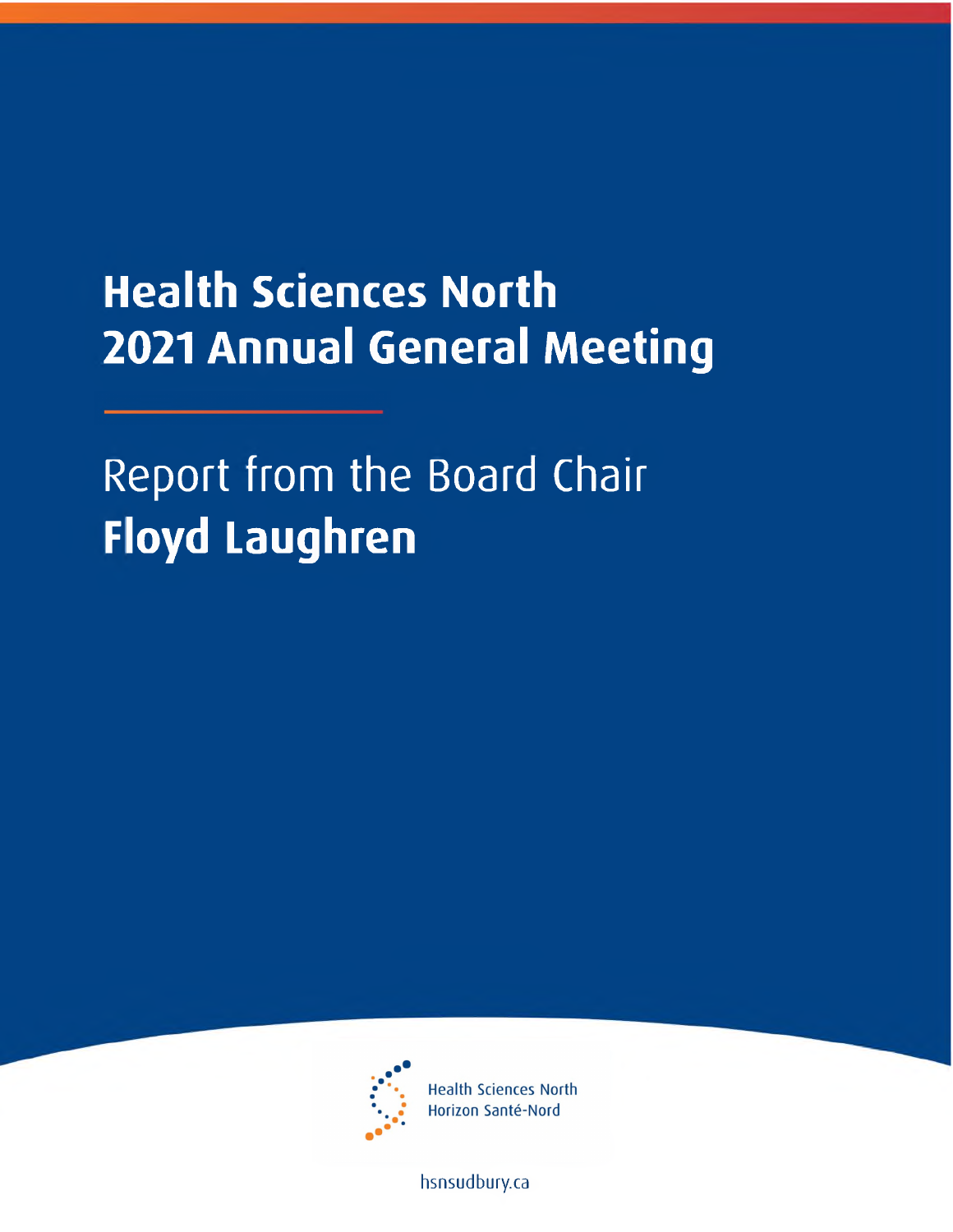# Health Sciences North 2021 Annual General Meeting

## Report from the Board Chair

**Floyd Laughren**

Health Sciences North
Horizon Santé-Nord

hsnsudbury.ca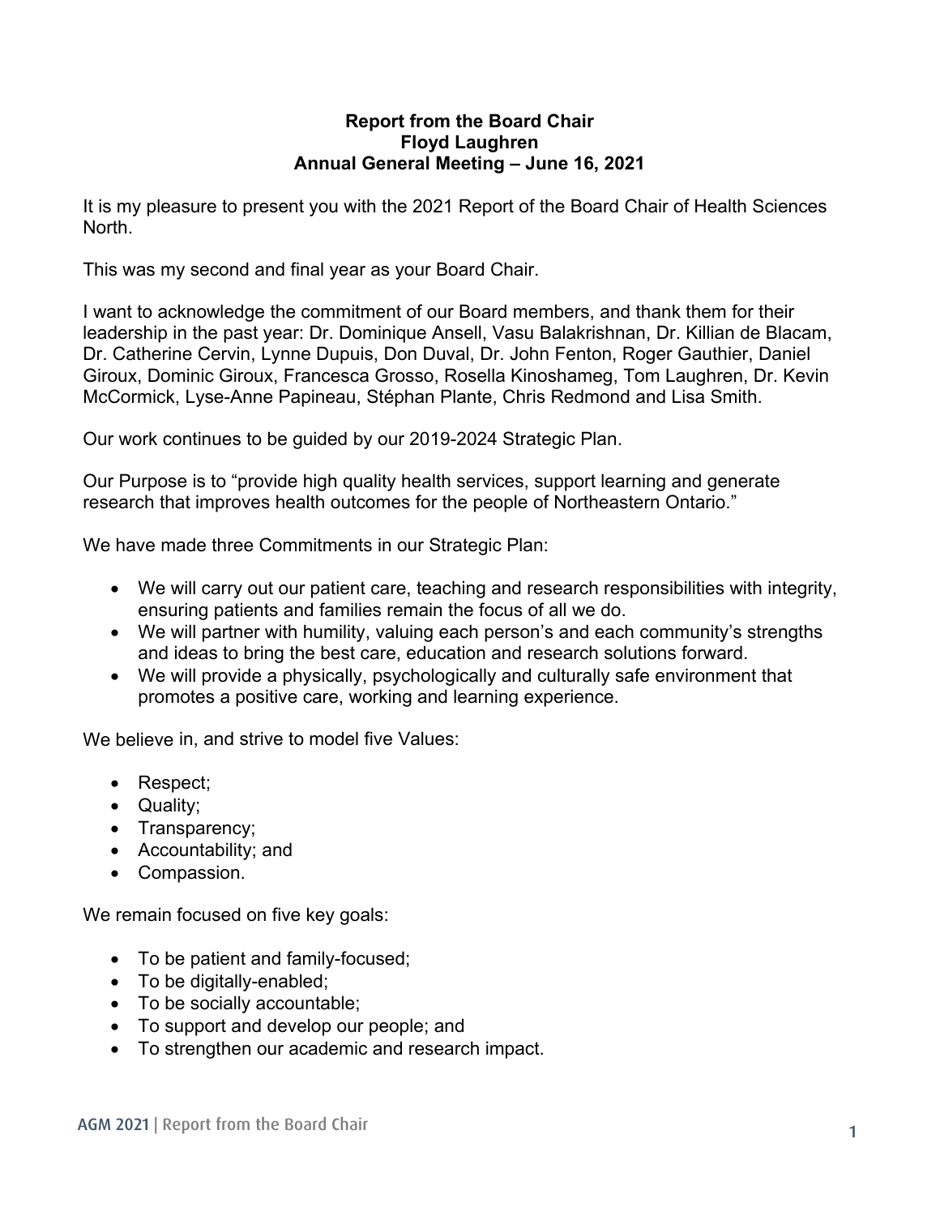**Report from the Board Chair**
**Floyd Laughren**
**Annual General Meeting – June 16, 2021**

It is my pleasure to present you with the 2021 Report of the Board Chair of Health Sciences North.

This was my second and final year as your Board Chair.

I want to acknowledge the commitment of our Board members, and thank them for their leadership in the past year: Dr. Dominique Ansell, Vasu Balakrishnan, Dr. Killian de Blacam, Dr. Catherine Cervin, Lynne Dupuis, Don Duval, Dr. John Fenton, Roger Gauthier, Daniel Giroux, Dominic Giroux, Francesca Grosso, Rosella Kinoshameg, Tom Laughren, Dr. Kevin McCormick, Lyse-Anne Papineau, Stéphan Plante, Chris Redmond and Lisa Smith.

Our work continues to be guided by our 2019-2024 Strategic Plan.

Our Purpose is to "provide high quality health services, support learning and generate research that improves health outcomes for the people of Northeastern Ontario."

We have made three Commitments in our Strategic Plan:

- We will carry out our patient care, teaching and research responsibilities with integrity, ensuring patients and families remain the focus of all we do.
- We will partner with humility, valuing each person's and each community's strengths and ideas to bring the best care, education and research solutions forward.
- We will provide a physically, psychologically and culturally safe environment that promotes a positive care, working and learning experience.

We believe in, and strive to model five Values:

- Respect;
- Quality;
- Transparency;
- Accountability; and
- Compassion.

We remain focused on five key goals:

- To be patient and family-focused;
- To be digitally-enabled;
- To be socially accountable;
- To support and develop our people; and
- To strengthen our academic and research impact.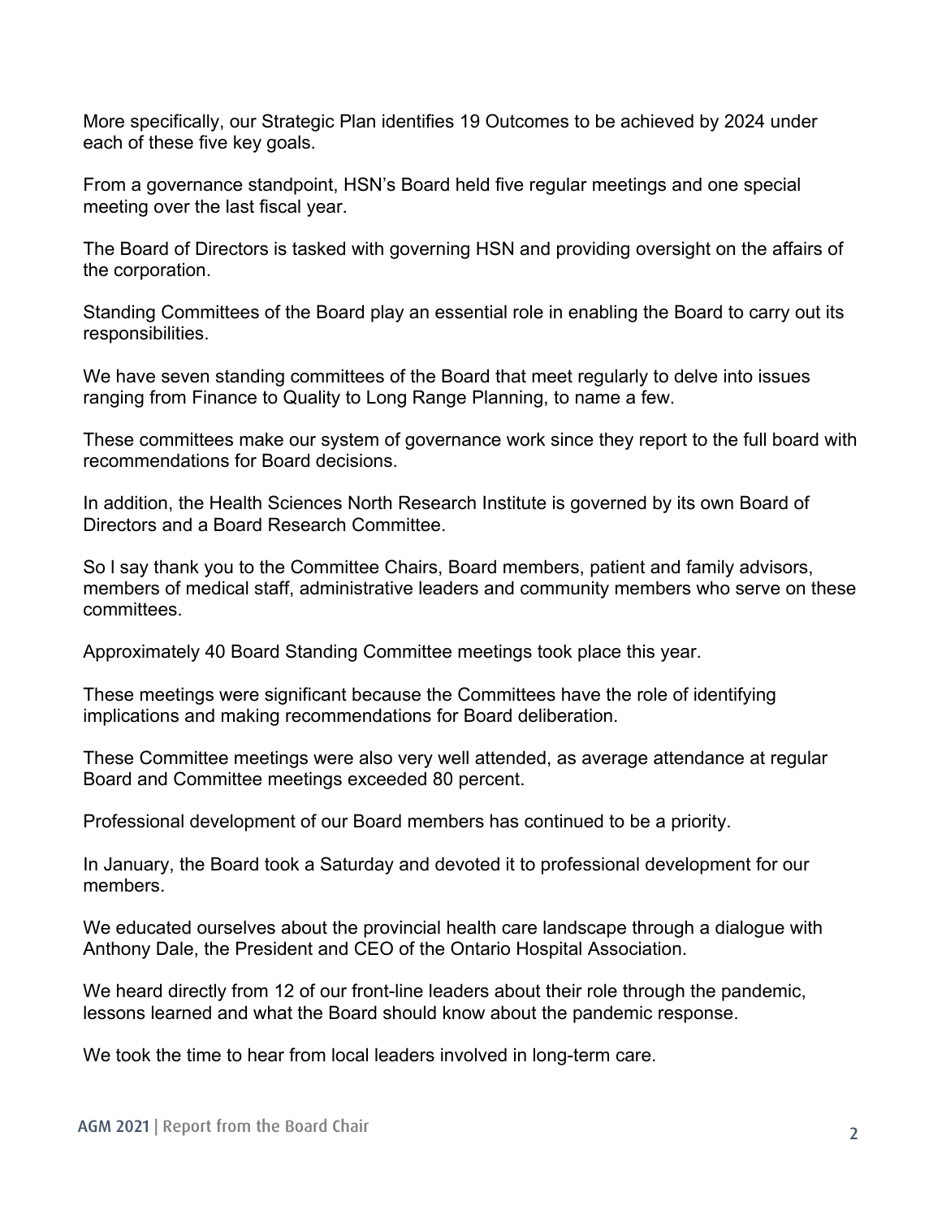More specifically, our Strategic Plan identifies 19 Outcomes to be achieved by 2024 under each of these five key goals.

From a governance standpoint, HSN's Board held five regular meetings and one special meeting over the last fiscal year.

The Board of Directors is tasked with governing HSN and providing oversight on the affairs of the corporation.

Standing Committees of the Board play an essential role in enabling the Board to carry out its responsibilities.

We have seven standing committees of the Board that meet regularly to delve into issues ranging from Finance to Quality to Long Range Planning, to name a few.

These committees make our system of governance work since they report to the full board with recommendations for Board decisions.

In addition, the Health Sciences North Research Institute is governed by its own Board of Directors and a Board Research Committee.

So I say thank you to the Committee Chairs, Board members, patient and family advisors, members of medical staff, administrative leaders and community members who serve on these committees.

Approximately 40 Board Standing Committee meetings took place this year.

These meetings were significant because the Committees have the role of identifying implications and making recommendations for Board deliberation.

These Committee meetings were also very well attended, as average attendance at regular Board and Committee meetings exceeded 80 percent.

Professional development of our Board members has continued to be a priority.

In January, the Board took a Saturday and devoted it to professional development for our members.

We educated ourselves about the provincial health care landscape through a dialogue with Anthony Dale, the President and CEO of the Ontario Hospital Association.

We heard directly from 12 of our front-line leaders about their role through the pandemic, lessons learned and what the Board should know about the pandemic response.

We took the time to hear from local leaders involved in long-term care.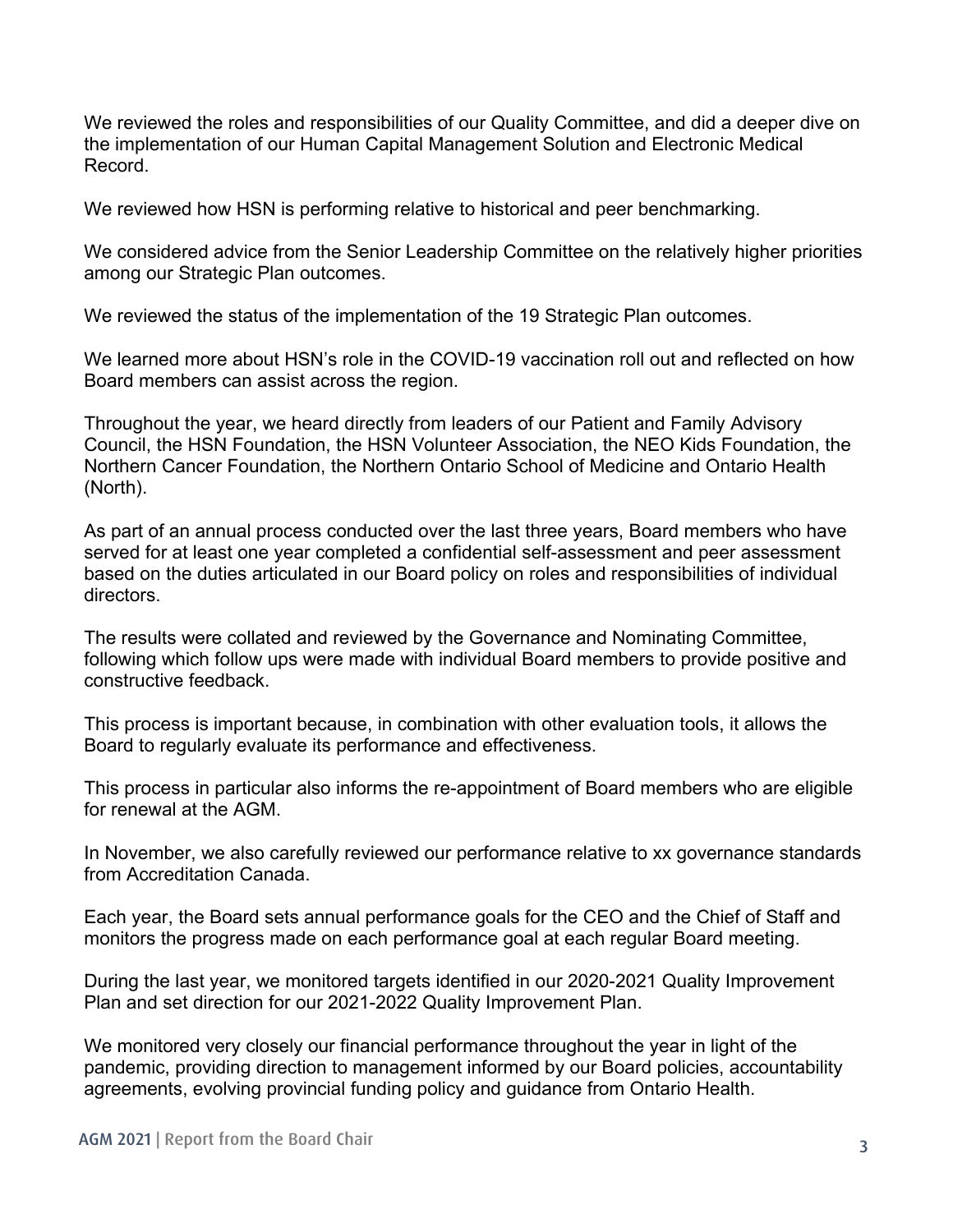We reviewed the roles and responsibilities of our Quality Committee, and did a deeper dive on the implementation of our Human Capital Management Solution and Electronic Medical Record.

We reviewed how HSN is performing relative to historical and peer benchmarking.

We considered advice from the Senior Leadership Committee on the relatively higher priorities among our Strategic Plan outcomes.

We reviewed the status of the implementation of the 19 Strategic Plan outcomes.

We learned more about HSN's role in the COVID-19 vaccination roll out and reflected on how Board members can assist across the region.

Throughout the year, we heard directly from leaders of our Patient and Family Advisory Council, the HSN Foundation, the HSN Volunteer Association, the NEO Kids Foundation, the Northern Cancer Foundation, the Northern Ontario School of Medicine and Ontario Health (North).

As part of an annual process conducted over the last three years, Board members who have served for at least one year completed a confidential self-assessment and peer assessment based on the duties articulated in our Board policy on roles and responsibilities of individual directors.

The results were collated and reviewed by the Governance and Nominating Committee, following which follow ups were made with individual Board members to provide positive and constructive feedback.

This process is important because, in combination with other evaluation tools, it allows the Board to regularly evaluate its performance and effectiveness.

This process in particular also informs the re-appointment of Board members who are eligible for renewal at the AGM.

In November, we also carefully reviewed our performance relative to xx governance standards from Accreditation Canada.

Each year, the Board sets annual performance goals for the CEO and the Chief of Staff and monitors the progress made on each performance goal at each regular Board meeting.

During the last year, we monitored targets identified in our 2020-2021 Quality Improvement Plan and set direction for our 2021-2022 Quality Improvement Plan.

We monitored very closely our financial performance throughout the year in light of the pandemic, providing direction to management informed by our Board policies, accountability agreements, evolving provincial funding policy and guidance from Ontario Health.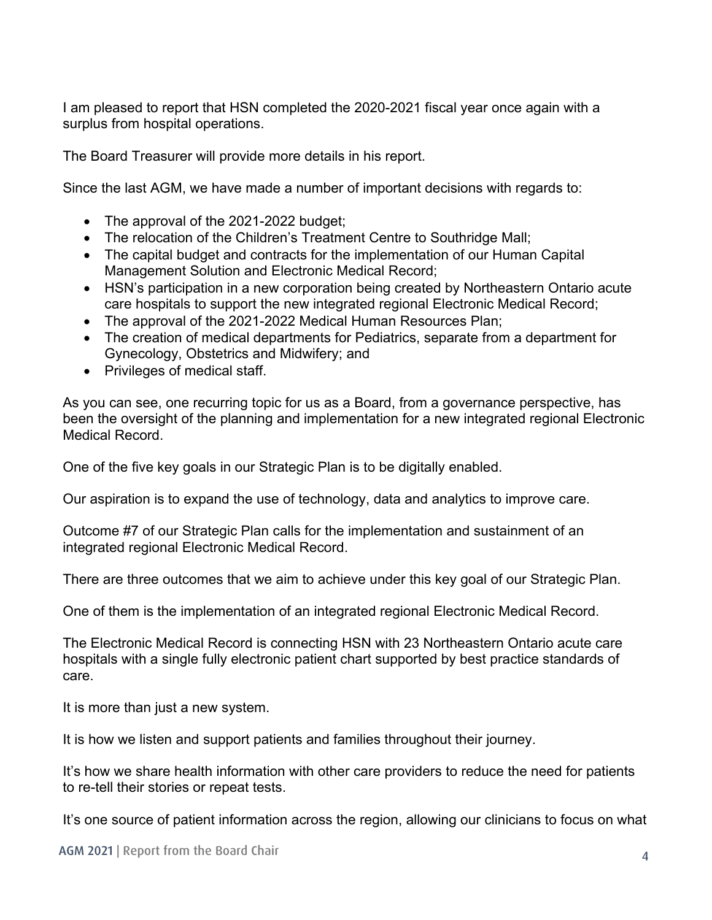I am pleased to report that HSN completed the 2020-2021 fiscal year once again with a surplus from hospital operations.

The Board Treasurer will provide more details in his report.

Since the last AGM, we have made a number of important decisions with regards to:

- The approval of the 2021-2022 budget;
- The relocation of the Children's Treatment Centre to Southridge Mall;
- The capital budget and contracts for the implementation of our Human Capital Management Solution and Electronic Medical Record;
- HSN's participation in a new corporation being created by Northeastern Ontario acute care hospitals to support the new integrated regional Electronic Medical Record;
- The approval of the 2021-2022 Medical Human Resources Plan;
- The creation of medical departments for Pediatrics, separate from a department for Gynecology, Obstetrics and Midwifery; and
- Privileges of medical staff.

As you can see, one recurring topic for us as a Board, from a governance perspective, has been the oversight of the planning and implementation for a new integrated regional Electronic Medical Record.

One of the five key goals in our Strategic Plan is to be digitally enabled.

Our aspiration is to expand the use of technology, data and analytics to improve care.

Outcome #7 of our Strategic Plan calls for the implementation and sustainment of an integrated regional Electronic Medical Record.

There are three outcomes that we aim to achieve under this key goal of our Strategic Plan.

One of them is the implementation of an integrated regional Electronic Medical Record.

The Electronic Medical Record is connecting HSN with 23 Northeastern Ontario acute care hospitals with a single fully electronic patient chart supported by best practice standards of care.

It is more than just a new system.

It is how we listen and support patients and families throughout their journey.

It's how we share health information with other care providers to reduce the need for patients to re-tell their stories or repeat tests.

It's one source of patient information across the region, allowing our clinicians to focus on what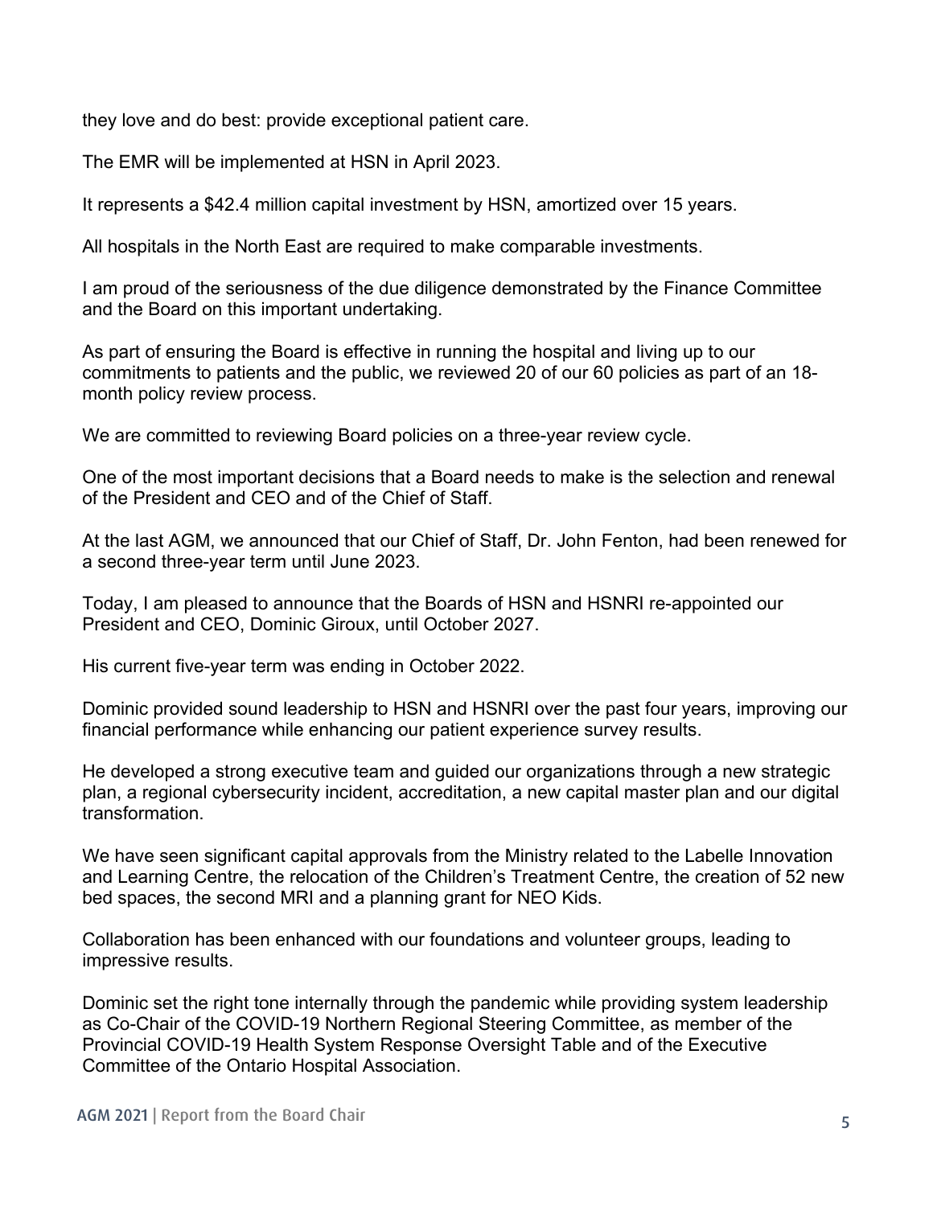they love and do best: provide exceptional patient care.

The EMR will be implemented at HSN in April 2023.

It represents a $42.4 million capital investment by HSN, amortized over 15 years.

All hospitals in the North East are required to make comparable investments.

I am proud of the seriousness of the due diligence demonstrated by the Finance Committee and the Board on this important undertaking.

As part of ensuring the Board is effective in running the hospital and living up to our commitments to patients and the public, we reviewed 20 of our 60 policies as part of an 18-month policy review process.

We are committed to reviewing Board policies on a three-year review cycle.

One of the most important decisions that a Board needs to make is the selection and renewal of the President and CEO and of the Chief of Staff.

At the last AGM, we announced that our Chief of Staff, Dr. John Fenton, had been renewed for a second three-year term until June 2023.

Today, I am pleased to announce that the Boards of HSN and HSNRI re-appointed our President and CEO, Dominic Giroux, until October 2027.

His current five-year term was ending in October 2022.

Dominic provided sound leadership to HSN and HSNRI over the past four years, improving our financial performance while enhancing our patient experience survey results.

He developed a strong executive team and guided our organizations through a new strategic plan, a regional cybersecurity incident, accreditation, a new capital master plan and our digital transformation.

We have seen significant capital approvals from the Ministry related to the Labelle Innovation and Learning Centre, the relocation of the Children's Treatment Centre, the creation of 52 new bed spaces, the second MRI and a planning grant for NEO Kids.

Collaboration has been enhanced with our foundations and volunteer groups, leading to impressive results.

Dominic set the right tone internally through the pandemic while providing system leadership as Co-Chair of the COVID-19 Northern Regional Steering Committee, as member of the Provincial COVID-19 Health System Response Oversight Table and of the Executive Committee of the Ontario Hospital Association.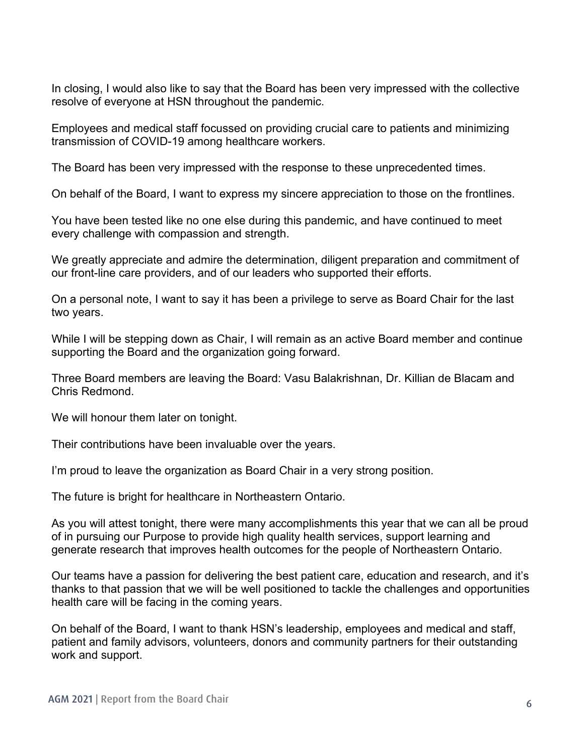In closing, I would also like to say that the Board has been very impressed with the collective resolve of everyone at HSN throughout the pandemic.

Employees and medical staff focussed on providing crucial care to patients and minimizing transmission of COVID-19 among healthcare workers.

The Board has been very impressed with the response to these unprecedented times.

On behalf of the Board, I want to express my sincere appreciation to those on the frontlines.

You have been tested like no one else during this pandemic, and have continued to meet every challenge with compassion and strength.

We greatly appreciate and admire the determination, diligent preparation and commitment of our front-line care providers, and of our leaders who supported their efforts.

On a personal note, I want to say it has been a privilege to serve as Board Chair for the last two years.

While I will be stepping down as Chair, I will remain as an active Board member and continue supporting the Board and the organization going forward.

Three Board members are leaving the Board: Vasu Balakrishnan, Dr. Killian de Blacam and Chris Redmond.

We will honour them later on tonight.

Their contributions have been invaluable over the years.

I'm proud to leave the organization as Board Chair in a very strong position.

The future is bright for healthcare in Northeastern Ontario.

As you will attest tonight, there were many accomplishments this year that we can all be proud of in pursuing our Purpose to provide high quality health services, support learning and generate research that improves health outcomes for the people of Northeastern Ontario.

Our teams have a passion for delivering the best patient care, education and research, and it's thanks to that passion that we will be well positioned to tackle the challenges and opportunities health care will be facing in the coming years.

On behalf of the Board, I want to thank HSN's leadership, employees and medical and staff, patient and family advisors, volunteers, donors and community partners for their outstanding work and support.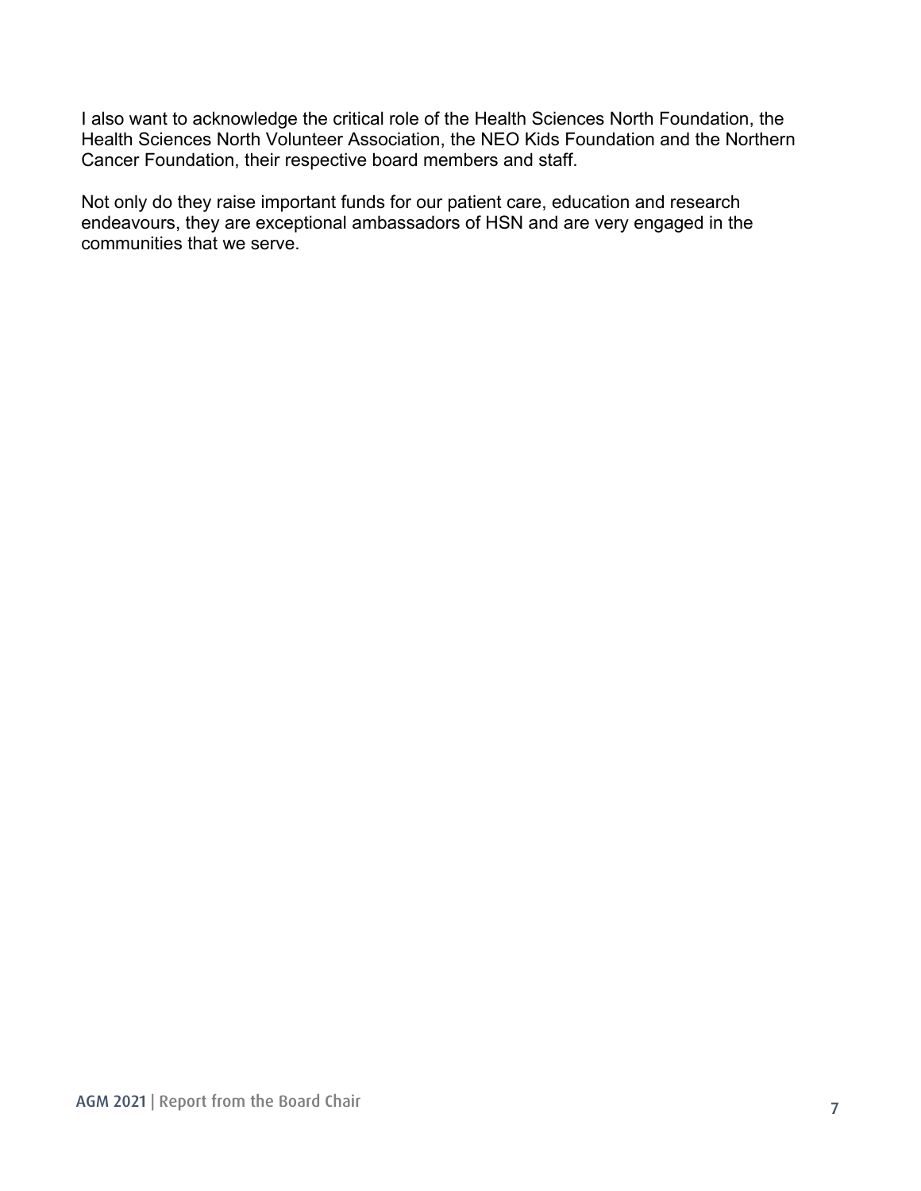I also want to acknowledge the critical role of the Health Sciences North Foundation, the Health Sciences North Volunteer Association, the NEO Kids Foundation and the Northern Cancer Foundation, their respective board members and staff.

Not only do they raise important funds for our patient care, education and research endeavours, they are exceptional ambassadors of HSN and are very engaged in the communities that we serve.